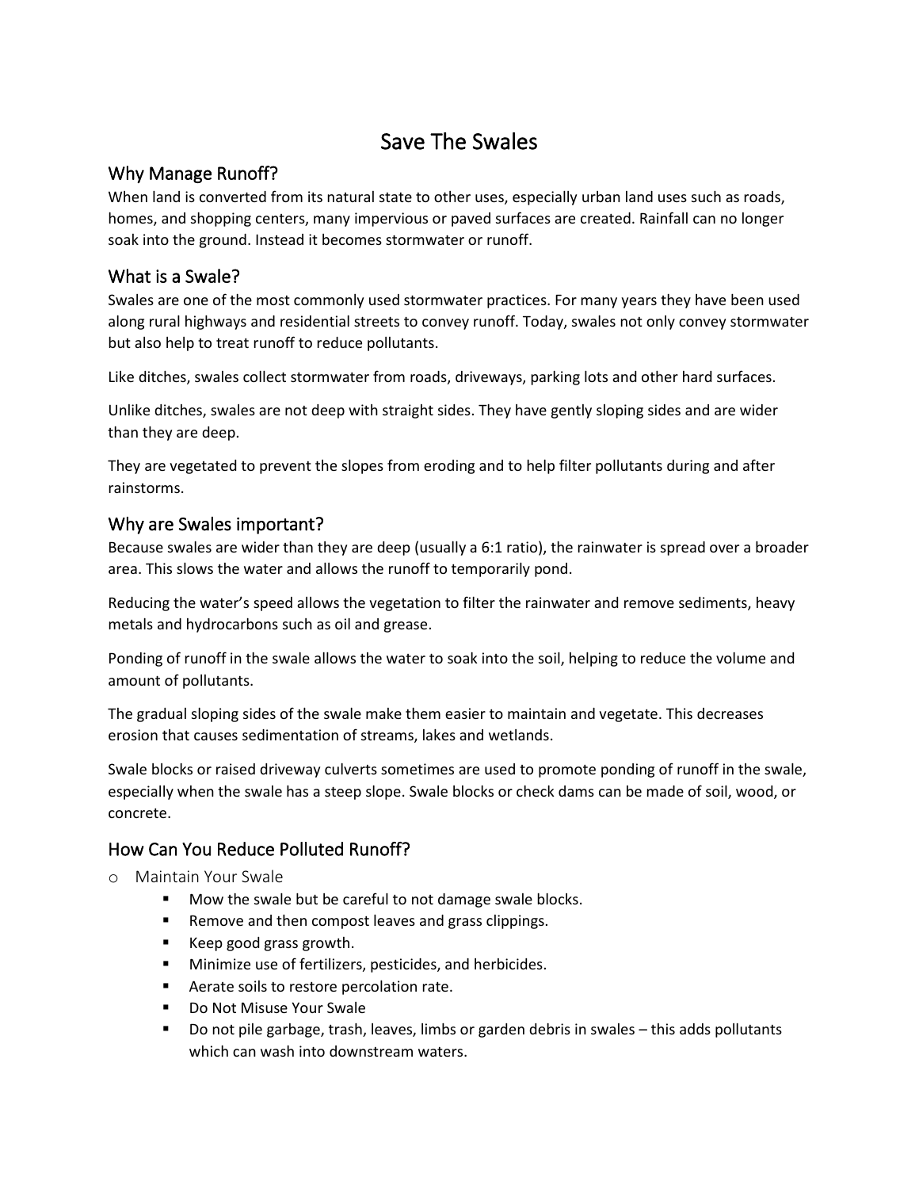# Save The Swales

## Why Manage Runoff?

When land is converted from its natural state to other uses, especially urban land uses such as roads, homes, and shopping centers, many impervious or paved surfaces are created. Rainfall can no longer soak into the ground. Instead it becomes stormwater or runoff.

## What is a Swale?

Swales are one of the most commonly used stormwater practices. For many years they have been used along rural highways and residential streets to convey runoff. Today, swales not only convey stormwater but also help to treat runoff to reduce pollutants.

Like ditches, swales collect stormwater from roads, driveways, parking lots and other hard surfaces.

Unlike ditches, swales are not deep with straight sides. They have gently sloping sides and are wider than they are deep.

They are vegetated to prevent the slopes from eroding and to help filter pollutants during and after rainstorms.

## Why are Swales important?

Because swales are wider than they are deep (usually a 6:1 ratio), the rainwater is spread over a broader area. This slows the water and allows the runoff to temporarily pond.

Reducing the water's speed allows the vegetation to filter the rainwater and remove sediments, heavy metals and hydrocarbons such as oil and grease.

Ponding of runoff in the swale allows the water to soak into the soil, helping to reduce the volume and amount of pollutants.

The gradual sloping sides of the swale make them easier to maintain and vegetate. This decreases erosion that causes sedimentation of streams, lakes and wetlands.

Swale blocks or raised driveway culverts sometimes are used to promote ponding of runoff in the swale, especially when the swale has a steep slope. Swale blocks or check dams can be made of soil, wood, or concrete.

## How Can You Reduce Polluted Runoff?

- Maintain Your Swale
  - Mow the swale but be careful to not damage swale blocks.
  - Remove and then compost leaves and grass clippings.
  - Keep good grass growth.
  - Minimize use of fertilizers, pesticides, and herbicides.
  - Aerate soils to restore percolation rate.
  - Do Not Misuse Your Swale
  - Do not pile garbage, trash, leaves, limbs or garden debris in swales – this adds pollutants which can wash into downstream waters.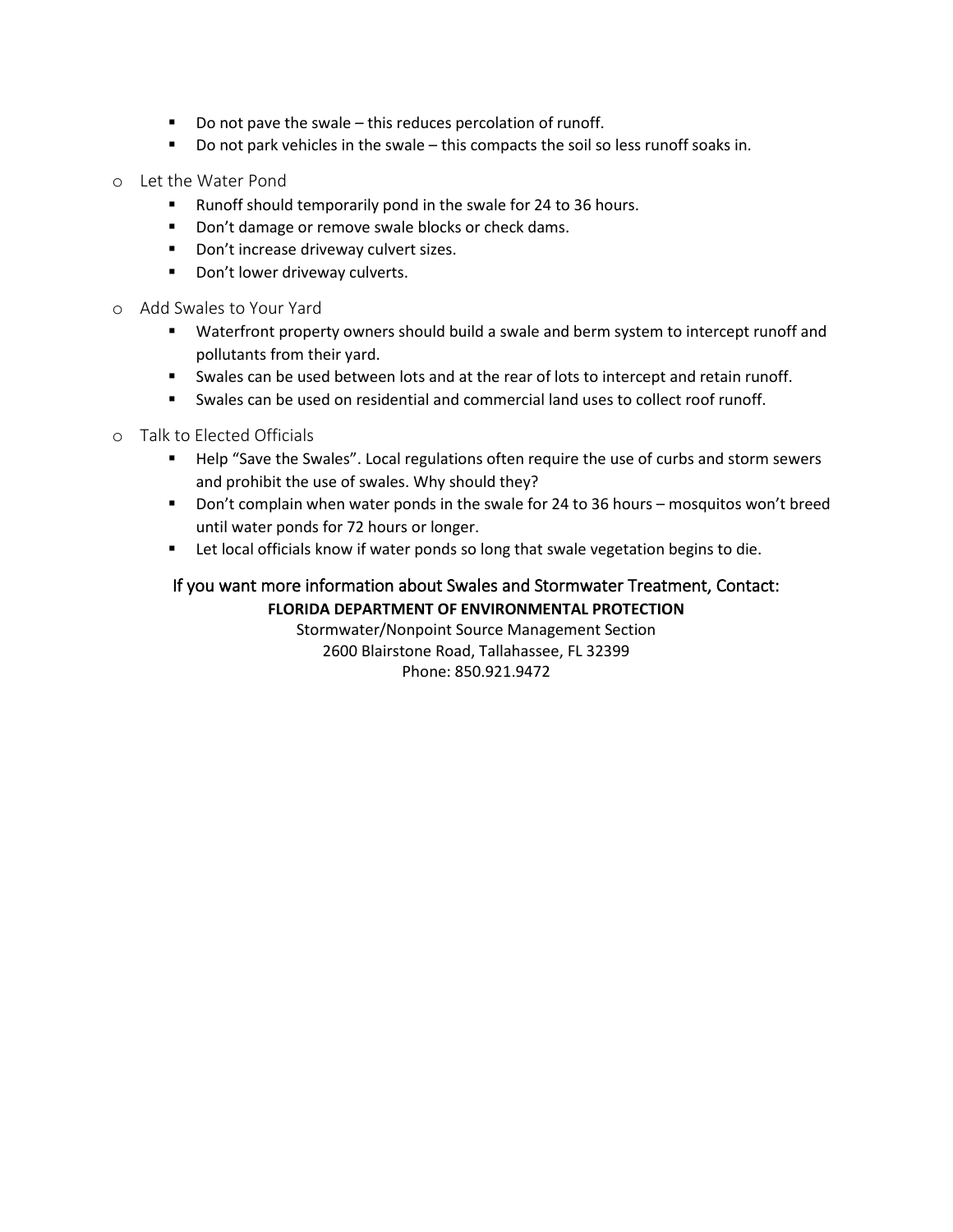- Do not pave the swale – this reduces percolation of runoff.
  - Do not park vehicles in the swale – this compacts the soil so less runoff soaks in.

- Let the Water Pond
  - Runoff should temporarily pond in the swale for 24 to 36 hours.
  - Don't damage or remove swale blocks or check dams.
  - Don't increase driveway culvert sizes.
  - Don't lower driveway culverts.

- Add Swales to Your Yard
  - Waterfront property owners should build a swale and berm system to intercept runoff and pollutants from their yard.
  - Swales can be used between lots and at the rear of lots to intercept and retain runoff.
  - Swales can be used on residential and commercial land uses to collect roof runoff.

- Talk to Elected Officials
  - Help "Save the Swales". Local regulations often require the use of curbs and storm sewers and prohibit the use of swales. Why should they?
  - Don't complain when water ponds in the swale for 24 to 36 hours – mosquitos won't breed until water ponds for 72 hours or longer.
  - Let local officials know if water ponds so long that swale vegetation begins to die.

If you want more information about Swales and Stormwater Treatment, Contact:

**FLORIDA DEPARTMENT OF ENVIRONMENTAL PROTECTION**

Stormwater/Nonpoint Source Management Section
2600 Blairstone Road, Tallahassee, FL 32399
Phone: 850.921.9472